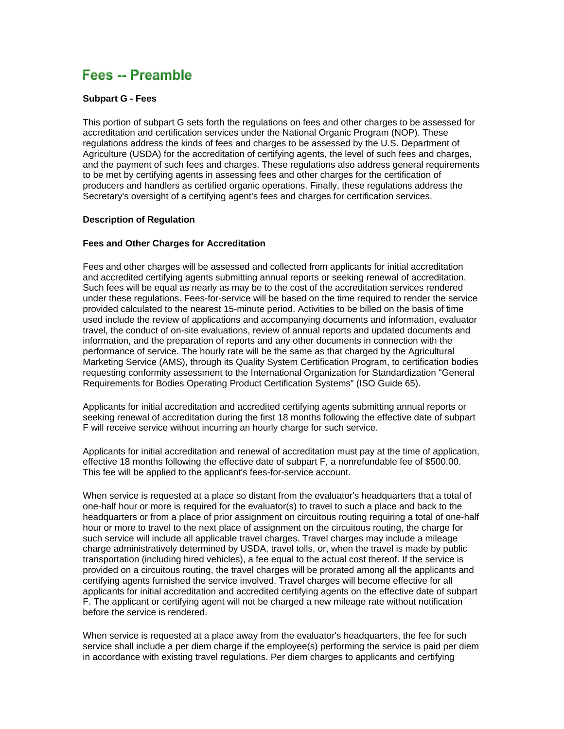# Fees -- Preamble

**Subpart G - Fees**

This portion of subpart G sets forth the regulations on fees and other charges to be assessed for accreditation and certification services under the National Organic Program (NOP). These regulations address the kinds of fees and charges to be assessed by the U.S. Department of Agriculture (USDA) for the accreditation of certifying agents, the level of such fees and charges, and the payment of such fees and charges. These regulations also address general requirements to be met by certifying agents in assessing fees and other charges for the certification of producers and handlers as certified organic operations. Finally, these regulations address the Secretary's oversight of a certifying agent's fees and charges for certification services.

**Description of Regulation**

**Fees and Other Charges for Accreditation**

Fees and other charges will be assessed and collected from applicants for initial accreditation and accredited certifying agents submitting annual reports or seeking renewal of accreditation. Such fees will be equal as nearly as may be to the cost of the accreditation services rendered under these regulations. Fees-for-service will be based on the time required to render the service provided calculated to the nearest 15-minute period. Activities to be billed on the basis of time used include the review of applications and accompanying documents and information, evaluator travel, the conduct of on-site evaluations, review of annual reports and updated documents and information, and the preparation of reports and any other documents in connection with the performance of service. The hourly rate will be the same as that charged by the Agricultural Marketing Service (AMS), through its Quality System Certification Program, to certification bodies requesting conformity assessment to the International Organization for Standardization "General Requirements for Bodies Operating Product Certification Systems" (ISO Guide 65).

Applicants for initial accreditation and accredited certifying agents submitting annual reports or seeking renewal of accreditation during the first 18 months following the effective date of subpart F will receive service without incurring an hourly charge for such service.

Applicants for initial accreditation and renewal of accreditation must pay at the time of application, effective 18 months following the effective date of subpart F, a nonrefundable fee of $500.00. This fee will be applied to the applicant's fees-for-service account.

When service is requested at a place so distant from the evaluator's headquarters that a total of one-half hour or more is required for the evaluator(s) to travel to such a place and back to the headquarters or from a place of prior assignment on circuitous routing requiring a total of one-half hour or more to travel to the next place of assignment on the circuitous routing, the charge for such service will include all applicable travel charges. Travel charges may include a mileage charge administratively determined by USDA, travel tolls, or, when the travel is made by public transportation (including hired vehicles), a fee equal to the actual cost thereof. If the service is provided on a circuitous routing, the travel charges will be prorated among all the applicants and certifying agents furnished the service involved. Travel charges will become effective for all applicants for initial accreditation and accredited certifying agents on the effective date of subpart F. The applicant or certifying agent will not be charged a new mileage rate without notification before the service is rendered.

When service is requested at a place away from the evaluator's headquarters, the fee for such service shall include a per diem charge if the employee(s) performing the service is paid per diem in accordance with existing travel regulations. Per diem charges to applicants and certifying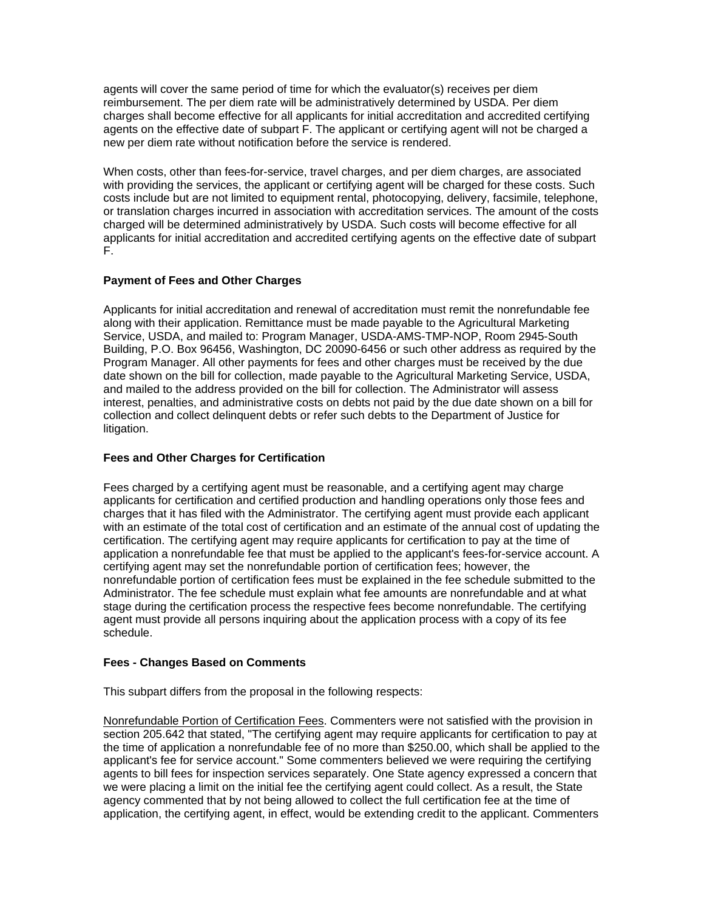agents will cover the same period of time for which the evaluator(s) receives per diem reimbursement. The per diem rate will be administratively determined by USDA. Per diem charges shall become effective for all applicants for initial accreditation and accredited certifying agents on the effective date of subpart F. The applicant or certifying agent will not be charged a new per diem rate without notification before the service is rendered.

When costs, other than fees-for-service, travel charges, and per diem charges, are associated with providing the services, the applicant or certifying agent will be charged for these costs. Such costs include but are not limited to equipment rental, photocopying, delivery, facsimile, telephone, or translation charges incurred in association with accreditation services. The amount of the costs charged will be determined administratively by USDA. Such costs will become effective for all applicants for initial accreditation and accredited certifying agents on the effective date of subpart F.

**Payment of Fees and Other Charges**

Applicants for initial accreditation and renewal of accreditation must remit the nonrefundable fee along with their application. Remittance must be made payable to the Agricultural Marketing Service, USDA, and mailed to: Program Manager, USDA-AMS-TMP-NOP, Room 2945-South Building, P.O. Box 96456, Washington, DC 20090-6456 or such other address as required by the Program Manager. All other payments for fees and other charges must be received by the due date shown on the bill for collection, made payable to the Agricultural Marketing Service, USDA, and mailed to the address provided on the bill for collection. The Administrator will assess interest, penalties, and administrative costs on debts not paid by the due date shown on a bill for collection and collect delinquent debts or refer such debts to the Department of Justice for litigation.

**Fees and Other Charges for Certification**

Fees charged by a certifying agent must be reasonable, and a certifying agent may charge applicants for certification and certified production and handling operations only those fees and charges that it has filed with the Administrator. The certifying agent must provide each applicant with an estimate of the total cost of certification and an estimate of the annual cost of updating the certification. The certifying agent may require applicants for certification to pay at the time of application a nonrefundable fee that must be applied to the applicant's fees-for-service account. A certifying agent may set the nonrefundable portion of certification fees; however, the nonrefundable portion of certification fees must be explained in the fee schedule submitted to the Administrator. The fee schedule must explain what fee amounts are nonrefundable and at what stage during the certification process the respective fees become nonrefundable. The certifying agent must provide all persons inquiring about the application process with a copy of its fee schedule.

**Fees - Changes Based on Comments**

This subpart differs from the proposal in the following respects:

Nonrefundable Portion of Certification Fees. Commenters were not satisfied with the provision in section 205.642 that stated, "The certifying agent may require applicants for certification to pay at the time of application a nonrefundable fee of no more than $250.00, which shall be applied to the applicant's fee for service account." Some commenters believed we were requiring the certifying agents to bill fees for inspection services separately. One State agency expressed a concern that we were placing a limit on the initial fee the certifying agent could collect. As a result, the State agency commented that by not being allowed to collect the full certification fee at the time of application, the certifying agent, in effect, would be extending credit to the applicant. Commenters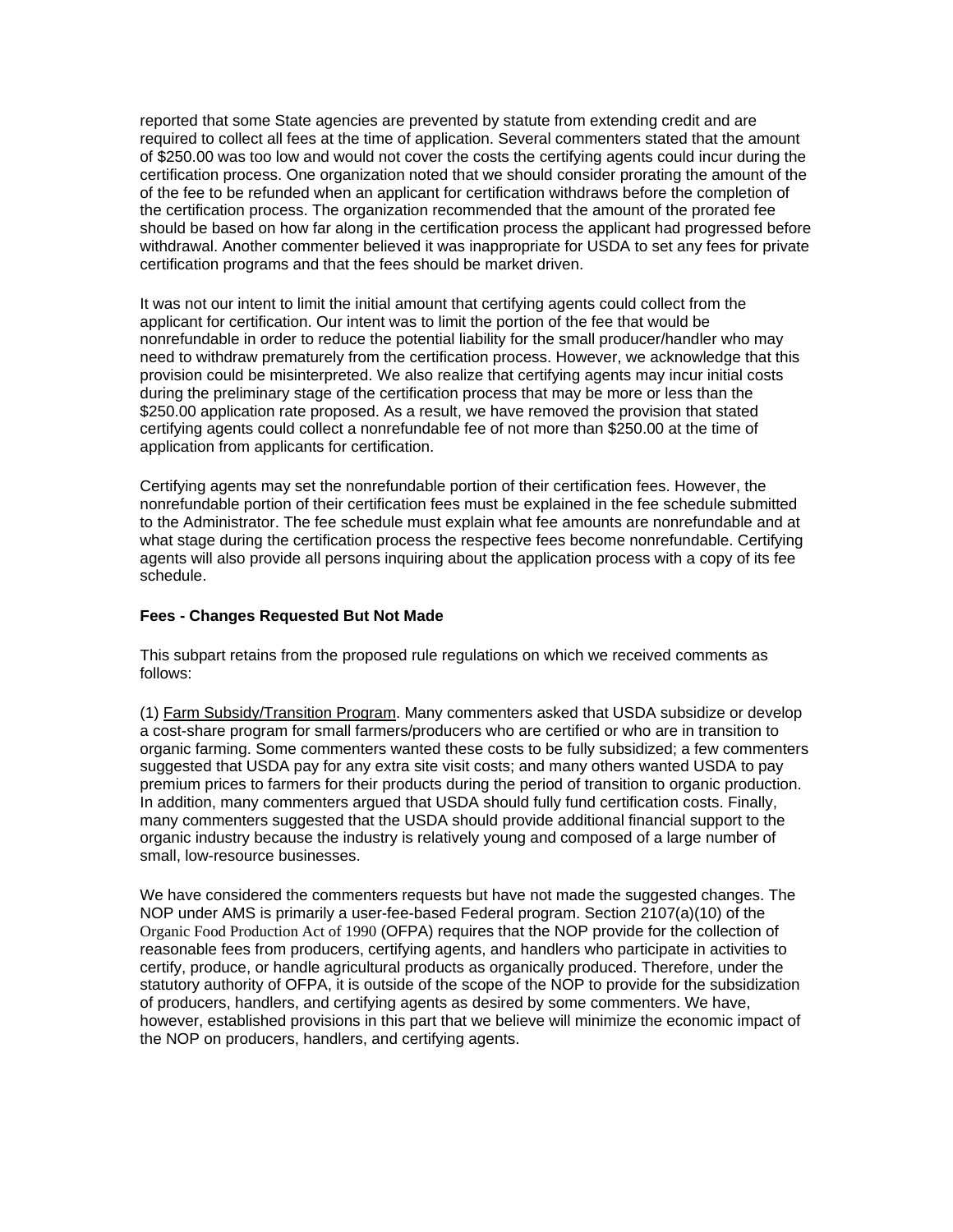reported that some State agencies are prevented by statute from extending credit and are required to collect all fees at the time of application. Several commenters stated that the amount of $250.00 was too low and would not cover the costs the certifying agents could incur during the certification process. One organization noted that we should consider prorating the amount of the of the fee to be refunded when an applicant for certification withdraws before the completion of the certification process. The organization recommended that the amount of the prorated fee should be based on how far along in the certification process the applicant had progressed before withdrawal. Another commenter believed it was inappropriate for USDA to set any fees for private certification programs and that the fees should be market driven.

It was not our intent to limit the initial amount that certifying agents could collect from the applicant for certification. Our intent was to limit the portion of the fee that would be nonrefundable in order to reduce the potential liability for the small producer/handler who may need to withdraw prematurely from the certification process. However, we acknowledge that this provision could be misinterpreted. We also realize that certifying agents may incur initial costs during the preliminary stage of the certification process that may be more or less than the $250.00 application rate proposed. As a result, we have removed the provision that stated certifying agents could collect a nonrefundable fee of not more than $250.00 at the time of application from applicants for certification.

Certifying agents may set the nonrefundable portion of their certification fees. However, the nonrefundable portion of their certification fees must be explained in the fee schedule submitted to the Administrator. The fee schedule must explain what fee amounts are nonrefundable and at what stage during the certification process the respective fees become nonrefundable. Certifying agents will also provide all persons inquiring about the application process with a copy of its fee schedule.

**Fees - Changes Requested But Not Made**

This subpart retains from the proposed rule regulations on which we received comments as follows:

(1) Farm Subsidy/Transition Program. Many commenters asked that USDA subsidize or develop a cost-share program for small farmers/producers who are certified or who are in transition to organic farming. Some commenters wanted these costs to be fully subsidized; a few commenters suggested that USDA pay for any extra site visit costs; and many others wanted USDA to pay premium prices to farmers for their products during the period of transition to organic production. In addition, many commenters argued that USDA should fully fund certification costs. Finally, many commenters suggested that the USDA should provide additional financial support to the organic industry because the industry is relatively young and composed of a large number of small, low-resource businesses.

We have considered the commenters requests but have not made the suggested changes. The NOP under AMS is primarily a user-fee-based Federal program. Section 2107(a)(10) of the Organic Food Production Act of 1990 (OFPA) requires that the NOP provide for the collection of reasonable fees from producers, certifying agents, and handlers who participate in activities to certify, produce, or handle agricultural products as organically produced. Therefore, under the statutory authority of OFPA, it is outside of the scope of the NOP to provide for the subsidization of producers, handlers, and certifying agents as desired by some commenters. We have, however, established provisions in this part that we believe will minimize the economic impact of the NOP on producers, handlers, and certifying agents.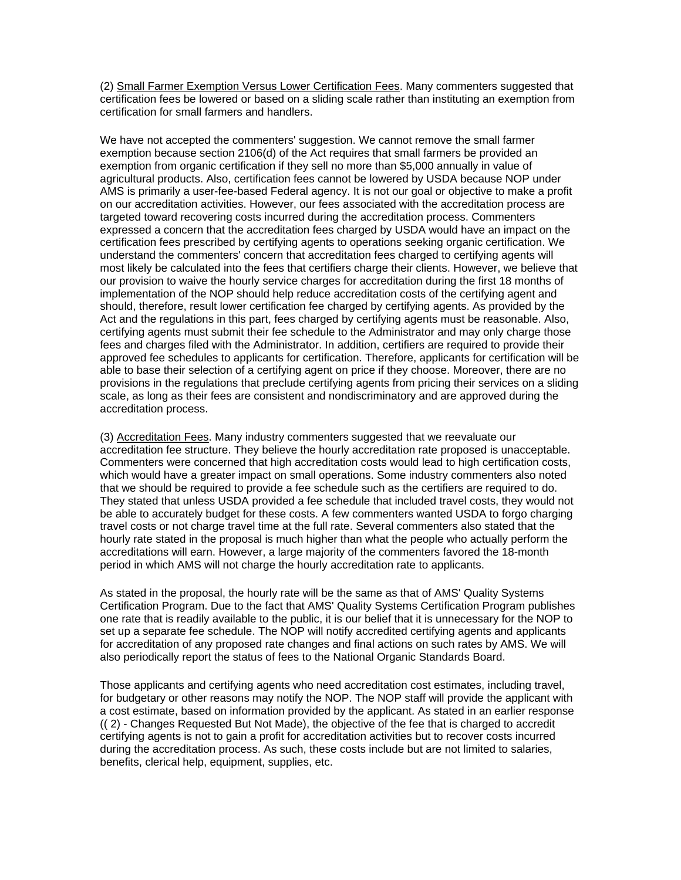(2) Small Farmer Exemption Versus Lower Certification Fees. Many commenters suggested that certification fees be lowered or based on a sliding scale rather than instituting an exemption from certification for small farmers and handlers.

We have not accepted the commenters' suggestion. We cannot remove the small farmer exemption because section 2106(d) of the Act requires that small farmers be provided an exemption from organic certification if they sell no more than $5,000 annually in value of agricultural products. Also, certification fees cannot be lowered by USDA because NOP under AMS is primarily a user-fee-based Federal agency. It is not our goal or objective to make a profit on our accreditation activities. However, our fees associated with the accreditation process are targeted toward recovering costs incurred during the accreditation process. Commenters expressed a concern that the accreditation fees charged by USDA would have an impact on the certification fees prescribed by certifying agents to operations seeking organic certification. We understand the commenters' concern that accreditation fees charged to certifying agents will most likely be calculated into the fees that certifiers charge their clients. However, we believe that our provision to waive the hourly service charges for accreditation during the first 18 months of implementation of the NOP should help reduce accreditation costs of the certifying agent and should, therefore, result lower certification fee charged by certifying agents. As provided by the Act and the regulations in this part, fees charged by certifying agents must be reasonable. Also, certifying agents must submit their fee schedule to the Administrator and may only charge those fees and charges filed with the Administrator. In addition, certifiers are required to provide their approved fee schedules to applicants for certification. Therefore, applicants for certification will be able to base their selection of a certifying agent on price if they choose. Moreover, there are no provisions in the regulations that preclude certifying agents from pricing their services on a sliding scale, as long as their fees are consistent and nondiscriminatory and are approved during the accreditation process.

(3) Accreditation Fees. Many industry commenters suggested that we reevaluate our accreditation fee structure. They believe the hourly accreditation rate proposed is unacceptable. Commenters were concerned that high accreditation costs would lead to high certification costs, which would have a greater impact on small operations. Some industry commenters also noted that we should be required to provide a fee schedule such as the certifiers are required to do. They stated that unless USDA provided a fee schedule that included travel costs, they would not be able to accurately budget for these costs. A few commenters wanted USDA to forgo charging travel costs or not charge travel time at the full rate. Several commenters also stated that the hourly rate stated in the proposal is much higher than what the people who actually perform the accreditations will earn. However, a large majority of the commenters favored the 18-month period in which AMS will not charge the hourly accreditation rate to applicants.

As stated in the proposal, the hourly rate will be the same as that of AMS' Quality Systems Certification Program. Due to the fact that AMS' Quality Systems Certification Program publishes one rate that is readily available to the public, it is our belief that it is unnecessary for the NOP to set up a separate fee schedule. The NOP will notify accredited certifying agents and applicants for accreditation of any proposed rate changes and final actions on such rates by AMS. We will also periodically report the status of fees to the National Organic Standards Board.

Those applicants and certifying agents who need accreditation cost estimates, including travel, for budgetary or other reasons may notify the NOP. The NOP staff will provide the applicant with a cost estimate, based on information provided by the applicant. As stated in an earlier response (( 2) - Changes Requested But Not Made), the objective of the fee that is charged to accredit certifying agents is not to gain a profit for accreditation activities but to recover costs incurred during the accreditation process. As such, these costs include but are not limited to salaries, benefits, clerical help, equipment, supplies, etc.